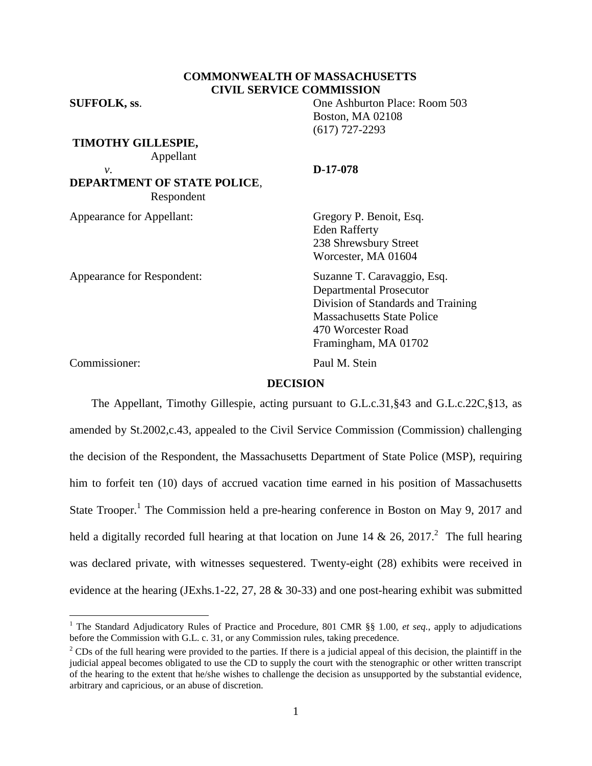**COMMONWEALTH OF MASSACHUSETTS**
**CIVIL SERVICE COMMISSION**

**SUFFOLK, ss**.

One Ashburton Place: Room 503
Boston, MA 02108
(617) 727-2293

**TIMOTHY GILLESPIE,**
Appellant

*v*.

**D-17-078**

**DEPARTMENT OF STATE POLICE**,
Respondent

Appearance for Appellant:

Gregory P. Benoit, Esq.
Eden Rafferty
238 Shrewsbury Street
Worcester, MA 01604

Appearance for Respondent:

Suzanne T. Caravaggio, Esq.
Departmental Prosecutor
Division of Standards and Training
Massachusetts State Police
470 Worcester Road
Framingham, MA 01702

Commissioner:

Paul M. Stein

**DECISION**

The Appellant, Timothy Gillespie, acting pursuant to G.L.c.31,§43 and G.L.c.22C,§13, as amended by St.2002,c.43, appealed to the Civil Service Commission (Commission) challenging the decision of the Respondent, the Massachusetts Department of State Police (MSP), requiring him to forfeit ten (10) days of accrued vacation time earned in his position of Massachusetts State Trooper.[1] The Commission held a pre-hearing conference in Boston on May 9, 2017 and held a digitally recorded full hearing at that location on June 14 & 26, 2017.[2] The full hearing was declared private, with witnesses sequestered. Twenty-eight (28) exhibits were received in evidence at the hearing (JExhs.1-22, 27, 28 & 30-33) and one post-hearing exhibit was submitted

---

[1] The Standard Adjudicatory Rules of Practice and Procedure, 801 CMR §§ 1.00, *et seq.*, apply to adjudications before the Commission with G.L. c. 31, or any Commission rules, taking precedence.

[2] CDs of the full hearing were provided to the parties. If there is a judicial appeal of this decision, the plaintiff in the judicial appeal becomes obligated to use the CD to supply the court with the stenographic or other written transcript of the hearing to the extent that he/she wishes to challenge the decision as unsupported by the substantial evidence, arbitrary and capricious, or an abuse of discretion.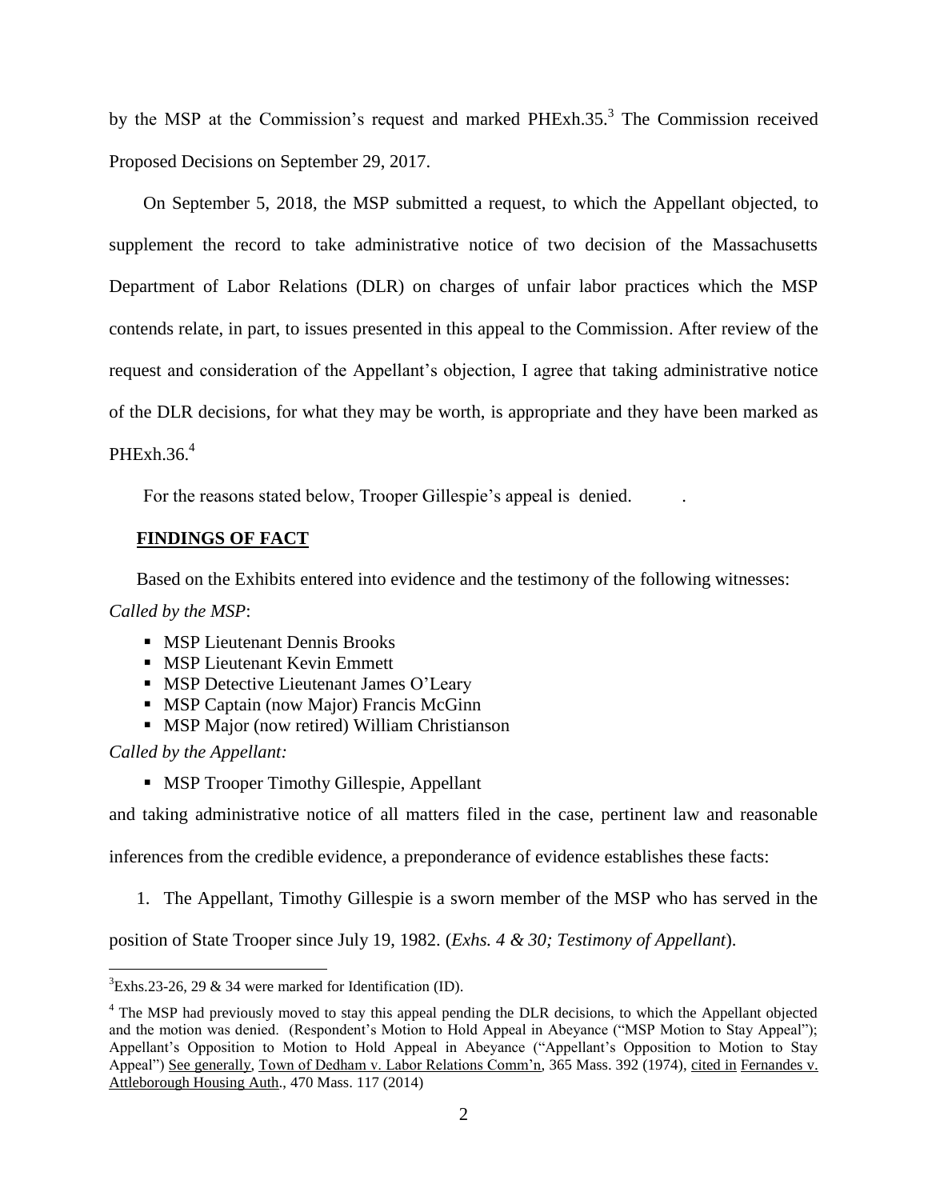by the MSP at the Commission's request and marked PHExh.35.[3] The Commission received Proposed Decisions on September 29, 2017.

On September 5, 2018, the MSP submitted a request, to which the Appellant objected, to supplement the record to take administrative notice of two decision of the Massachusetts Department of Labor Relations (DLR) on charges of unfair labor practices which the MSP contends relate, in part, to issues presented in this appeal to the Commission. After review of the request and consideration of the Appellant's objection, I agree that taking administrative notice of the DLR decisions, for what they may be worth, is appropriate and they have been marked as PHExh.36.[4]

For the reasons stated below, Trooper Gillespie's appeal is denied. .

## FINDINGS OF FACT

Based on the Exhibits entered into evidence and the testimony of the following witnesses:

*Called by the MSP*:

- MSP Lieutenant Dennis Brooks
- MSP Lieutenant Kevin Emmett
- MSP Detective Lieutenant James O'Leary
- MSP Captain (now Major) Francis McGinn
- MSP Major (now retired) William Christianson

*Called by the Appellant:*

- MSP Trooper Timothy Gillespie, Appellant

and taking administrative notice of all matters filed in the case, pertinent law and reasonable inferences from the credible evidence, a preponderance of evidence establishes these facts:

1. The Appellant, Timothy Gillespie is a sworn member of the MSP who has served in the position of State Trooper since July 19, 1982. (*Exhs. 4 & 30; Testimony of Appellant*).

---

[3] Exhs.23-26, 29 & 34 were marked for Identification (ID).

[4] The MSP had previously moved to stay this appeal pending the DLR decisions, to which the Appellant objected and the motion was denied. (Respondent's Motion to Hold Appeal in Abeyance ("MSP Motion to Stay Appeal"); Appellant's Opposition to Motion to Hold Appeal in Abeyance ("Appellant's Opposition to Motion to Stay Appeal") See generally, Town of Dedham v. Labor Relations Comm'n, 365 Mass. 392 (1974), cited in Fernandes v. Attleborough Housing Auth., 470 Mass. 117 (2014)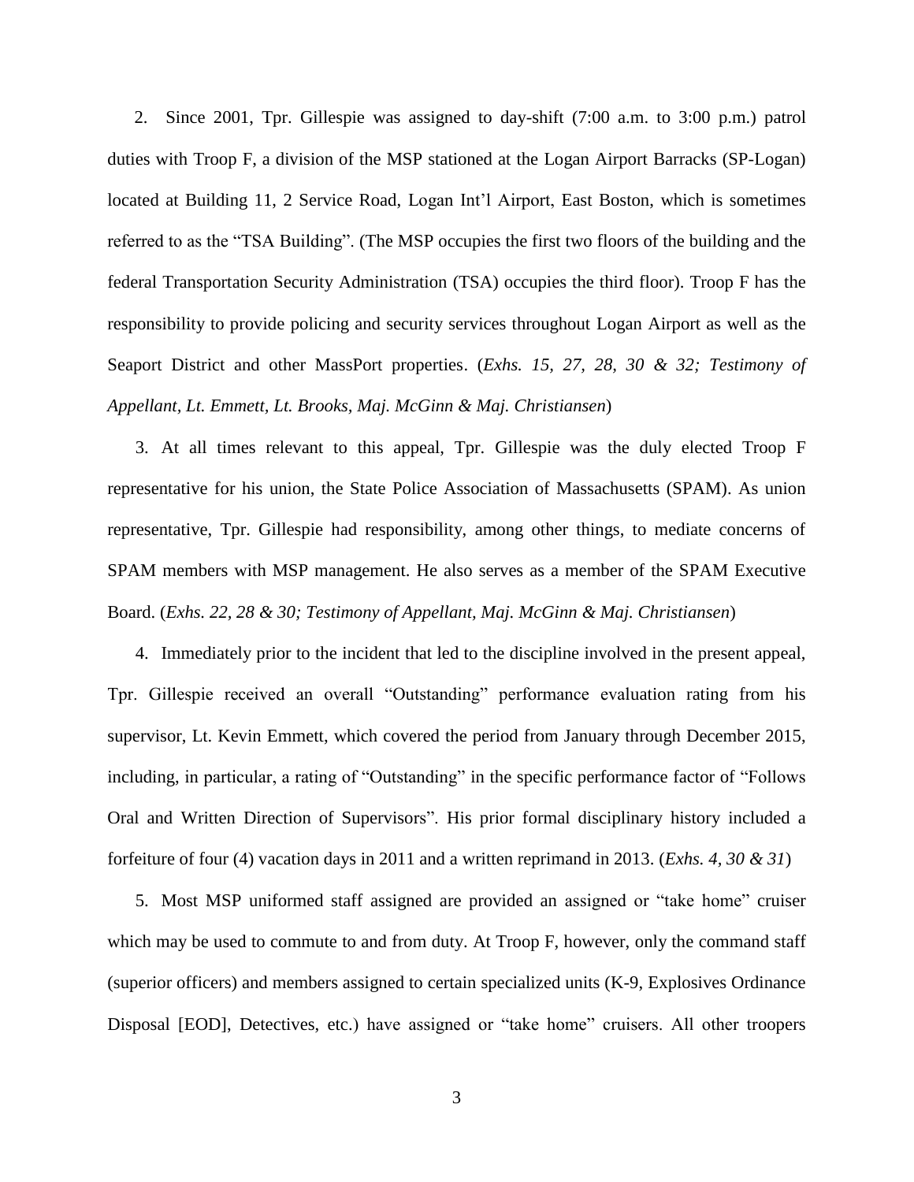2. Since 2001, Tpr. Gillespie was assigned to day-shift (7:00 a.m. to 3:00 p.m.) patrol duties with Troop F, a division of the MSP stationed at the Logan Airport Barracks (SP-Logan) located at Building 11, 2 Service Road, Logan Int'l Airport, East Boston, which is sometimes referred to as the "TSA Building". (The MSP occupies the first two floors of the building and the federal Transportation Security Administration (TSA) occupies the third floor). Troop F has the responsibility to provide policing and security services throughout Logan Airport as well as the Seaport District and other MassPort properties. (*Exhs. 15, 27, 28, 30 & 32; Testimony of Appellant, Lt. Emmett, Lt. Brooks, Maj. McGinn & Maj. Christiansen*)

3. At all times relevant to this appeal, Tpr. Gillespie was the duly elected Troop F representative for his union, the State Police Association of Massachusetts (SPAM). As union representative, Tpr. Gillespie had responsibility, among other things, to mediate concerns of SPAM members with MSP management. He also serves as a member of the SPAM Executive Board. (*Exhs. 22, 28 & 30; Testimony of Appellant, Maj. McGinn & Maj. Christiansen*)

4. Immediately prior to the incident that led to the discipline involved in the present appeal, Tpr. Gillespie received an overall "Outstanding" performance evaluation rating from his supervisor, Lt. Kevin Emmett, which covered the period from January through December 2015, including, in particular, a rating of "Outstanding" in the specific performance factor of "Follows Oral and Written Direction of Supervisors". His prior formal disciplinary history included a forfeiture of four (4) vacation days in 2011 and a written reprimand in 2013. (*Exhs. 4, 30 & 31*)

5. Most MSP uniformed staff assigned are provided an assigned or "take home" cruiser which may be used to commute to and from duty. At Troop F, however, only the command staff (superior officers) and members assigned to certain specialized units (K-9, Explosives Ordinance Disposal [EOD], Detectives, etc.) have assigned or "take home" cruisers. All other troopers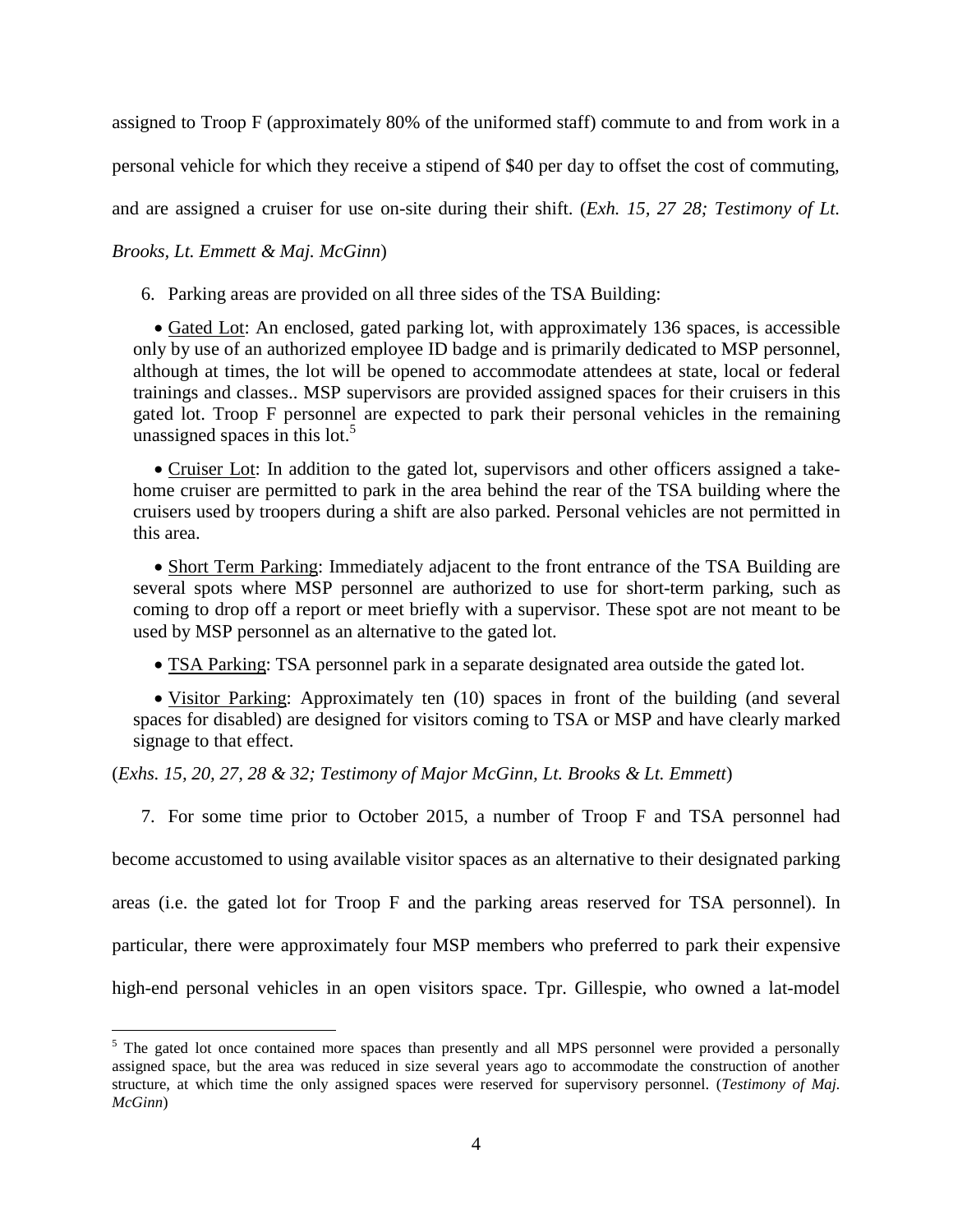assigned to Troop F (approximately 80% of the uniformed staff) commute to and from work in a personal vehicle for which they receive a stipend of $40 per day to offset the cost of commuting, and are assigned a cruiser for use on-site during their shift. (*Exh. 15, 27 28; Testimony of Lt. Brooks, Lt. Emmett & Maj. McGinn*)

6. Parking areas are provided on all three sides of the TSA Building:

- Gated Lot: An enclosed, gated parking lot, with approximately 136 spaces, is accessible only by use of an authorized employee ID badge and is primarily dedicated to MSP personnel, although at times, the lot will be opened to accommodate attendees at state, local or federal trainings and classes.. MSP supervisors are provided assigned spaces for their cruisers in this gated lot. Troop F personnel are expected to park their personal vehicles in the remaining unassigned spaces in this lot.[5]

- Cruiser Lot: In addition to the gated lot, supervisors and other officers assigned a take-home cruiser are permitted to park in the area behind the rear of the TSA building where the cruisers used by troopers during a shift are also parked. Personal vehicles are not permitted in this area.

- Short Term Parking: Immediately adjacent to the front entrance of the TSA Building are several spots where MSP personnel are authorized to use for short-term parking, such as coming to drop off a report or meet briefly with a supervisor. These spot are not meant to be used by MSP personnel as an alternative to the gated lot.

- TSA Parking: TSA personnel park in a separate designated area outside the gated lot.

- Visitor Parking: Approximately ten (10) spaces in front of the building (and several spaces for disabled) are designed for visitors coming to TSA or MSP and have clearly marked signage to that effect.

(*Exhs. 15, 20, 27, 28 & 32; Testimony of Major McGinn, Lt. Brooks & Lt. Emmett*)

7. For some time prior to October 2015, a number of Troop F and TSA personnel had become accustomed to using available visitor spaces as an alternative to their designated parking areas (i.e. the gated lot for Troop F and the parking areas reserved for TSA personnel). In particular, there were approximately four MSP members who preferred to park their expensive high-end personal vehicles in an open visitors space. Tpr. Gillespie, who owned a lat-model

[5] The gated lot once contained more spaces than presently and all MPS personnel were provided a personally assigned space, but the area was reduced in size several years ago to accommodate the construction of another structure, at which time the only assigned spaces were reserved for supervisory personnel. (*Testimony of Maj. McGinn*)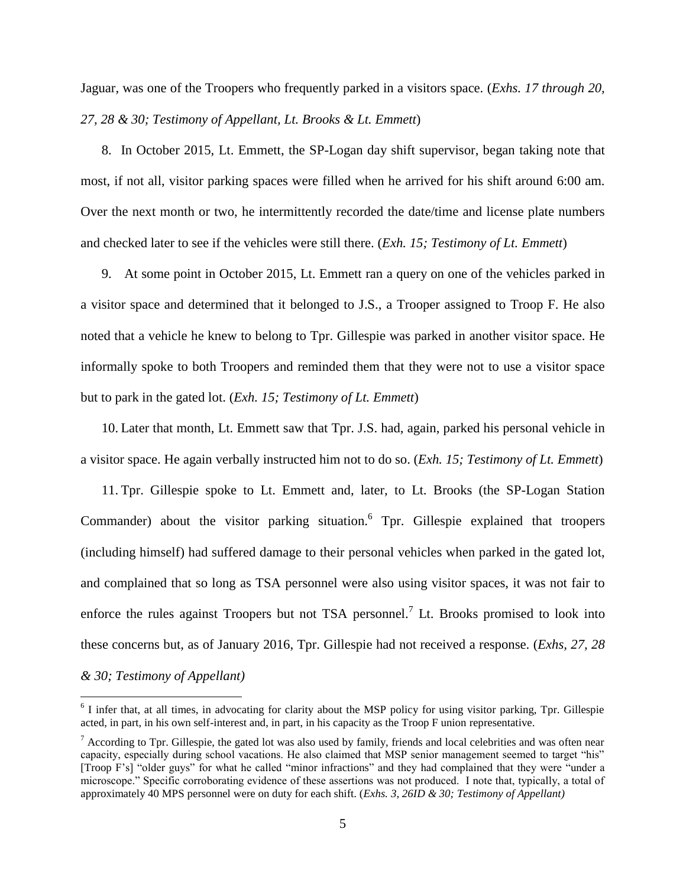Jaguar, was one of the Troopers who frequently parked in a visitors space. (*Exhs. 17 through 20, 27, 28 & 30; Testimony of Appellant, Lt. Brooks & Lt. Emmett*)

8. In October 2015, Lt. Emmett, the SP-Logan day shift supervisor, began taking note that most, if not all, visitor parking spaces were filled when he arrived for his shift around 6:00 am. Over the next month or two, he intermittently recorded the date/time and license plate numbers and checked later to see if the vehicles were still there. (*Exh. 15; Testimony of Lt. Emmett*)

9. At some point in October 2015, Lt. Emmett ran a query on one of the vehicles parked in a visitor space and determined that it belonged to J.S., a Trooper assigned to Troop F. He also noted that a vehicle he knew to belong to Tpr. Gillespie was parked in another visitor space. He informally spoke to both Troopers and reminded them that they were not to use a visitor space but to park in the gated lot. (*Exh. 15; Testimony of Lt. Emmett*)

10. Later that month, Lt. Emmett saw that Tpr. J.S. had, again, parked his personal vehicle in a visitor space. He again verbally instructed him not to do so. (*Exh. 15; Testimony of Lt. Emmett*)

11. Tpr. Gillespie spoke to Lt. Emmett and, later, to Lt. Brooks (the SP-Logan Station Commander) about the visitor parking situation.[6] Tpr. Gillespie explained that troopers (including himself) had suffered damage to their personal vehicles when parked in the gated lot, and complained that so long as TSA personnel were also using visitor spaces, it was not fair to enforce the rules against Troopers but not TSA personnel.[7] Lt. Brooks promised to look into these concerns but, as of January 2016, Tpr. Gillespie had not received a response. (*Exhs, 27, 28 & 30; Testimony of Appellant)*

---

[6] I infer that, at all times, in advocating for clarity about the MSP policy for using visitor parking, Tpr. Gillespie acted, in part, in his own self-interest and, in part, in his capacity as the Troop F union representative.

[7] According to Tpr. Gillespie, the gated lot was also used by family, friends and local celebrities and was often near capacity, especially during school vacations. He also claimed that MSP senior management seemed to target "his" [Troop F's] "older guys" for what he called "minor infractions" and they had complained that they were "under a microscope." Specific corroborating evidence of these assertions was not produced. I note that, typically, a total of approximately 40 MPS personnel were on duty for each shift. (*Exhs. 3, 26ID & 30; Testimony of Appellant)*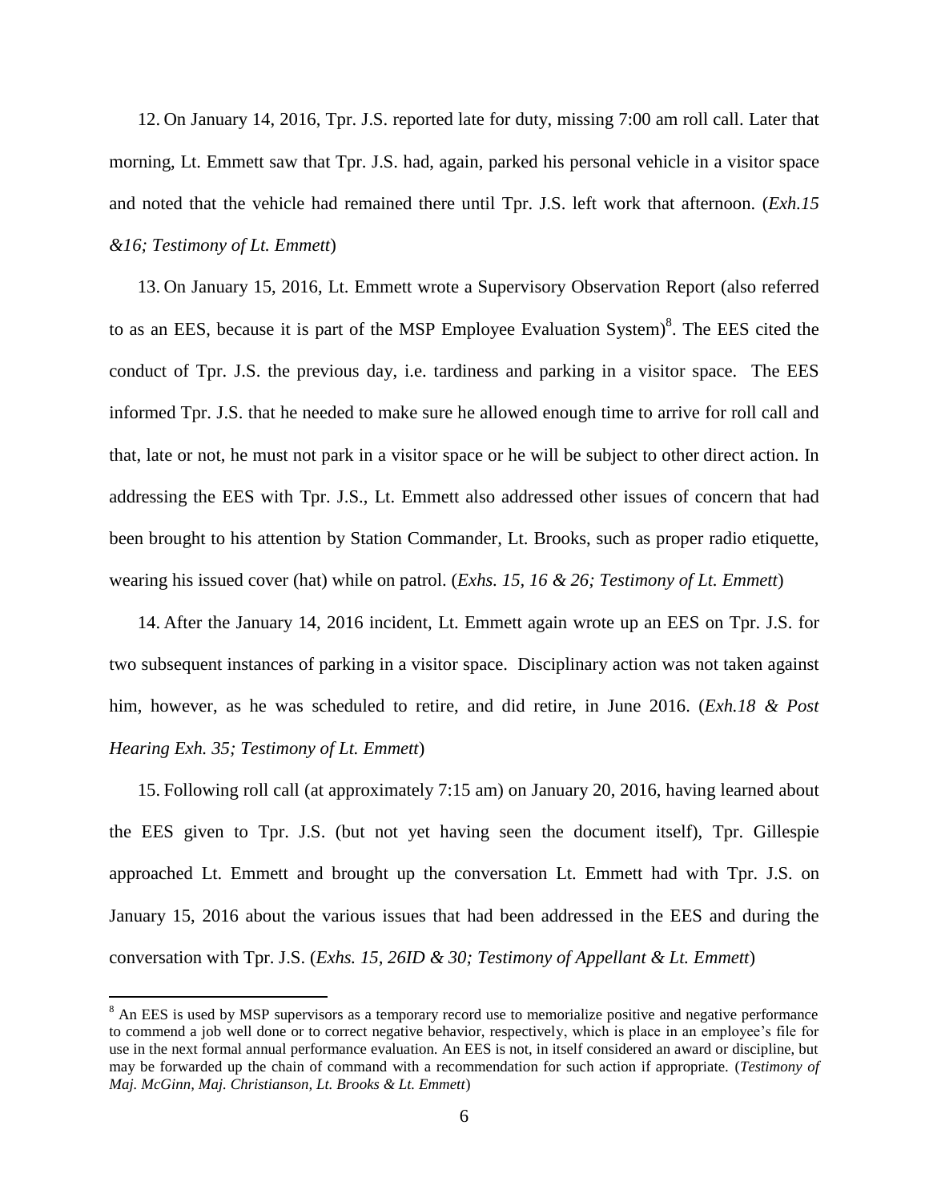12. On January 14, 2016, Tpr. J.S. reported late for duty, missing 7:00 am roll call. Later that morning, Lt. Emmett saw that Tpr. J.S. had, again, parked his personal vehicle in a visitor space and noted that the vehicle had remained there until Tpr. J.S. left work that afternoon. (*Exh.15 &16; Testimony of Lt. Emmett*)

13. On January 15, 2016, Lt. Emmett wrote a Supervisory Observation Report (also referred to as an EES, because it is part of the MSP Employee Evaluation System)[8]. The EES cited the conduct of Tpr. J.S. the previous day, i.e. tardiness and parking in a visitor space. The EES informed Tpr. J.S. that he needed to make sure he allowed enough time to arrive for roll call and that, late or not, he must not park in a visitor space or he will be subject to other direct action. In addressing the EES with Tpr. J.S., Lt. Emmett also addressed other issues of concern that had been brought to his attention by Station Commander, Lt. Brooks, such as proper radio etiquette, wearing his issued cover (hat) while on patrol. (*Exhs. 15, 16 & 26; Testimony of Lt. Emmett*)

14. After the January 14, 2016 incident, Lt. Emmett again wrote up an EES on Tpr. J.S. for two subsequent instances of parking in a visitor space. Disciplinary action was not taken against him, however, as he was scheduled to retire, and did retire, in June 2016. (*Exh.18 & Post Hearing Exh. 35; Testimony of Lt. Emmett*)

15. Following roll call (at approximately 7:15 am) on January 20, 2016, having learned about the EES given to Tpr. J.S. (but not yet having seen the document itself), Tpr. Gillespie approached Lt. Emmett and brought up the conversation Lt. Emmett had with Tpr. J.S. on January 15, 2016 about the various issues that had been addressed in the EES and during the conversation with Tpr. J.S. (*Exhs. 15, 26ID & 30; Testimony of Appellant & Lt. Emmett*)

---

[8] An EES is used by MSP supervisors as a temporary record use to memorialize positive and negative performance to commend a job well done or to correct negative behavior, respectively, which is place in an employee's file for use in the next formal annual performance evaluation. An EES is not, in itself considered an award or discipline, but may be forwarded up the chain of command with a recommendation for such action if appropriate. (*Testimony of Maj. McGinn, Maj. Christianson, Lt. Brooks & Lt. Emmett*)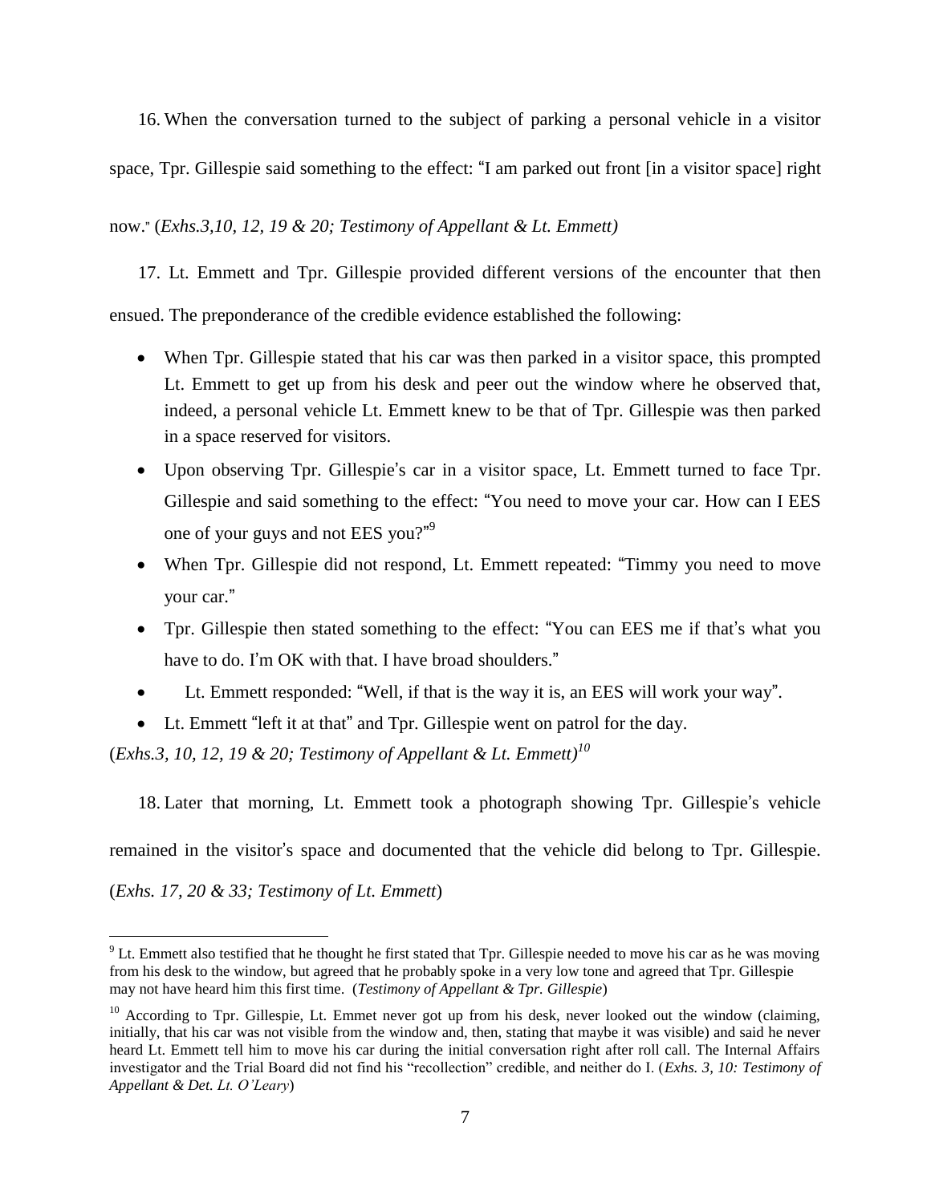16. When the conversation turned to the subject of parking a personal vehicle in a visitor space, Tpr. Gillespie said something to the effect: "I am parked out front [in a visitor space] right now." (*Exhs.3,10, 12, 19 & 20; Testimony of Appellant & Lt. Emmett)*

17. Lt. Emmett and Tpr. Gillespie provided different versions of the encounter that then ensued. The preponderance of the credible evidence established the following:

- When Tpr. Gillespie stated that his car was then parked in a visitor space, this prompted Lt. Emmett to get up from his desk and peer out the window where he observed that, indeed, a personal vehicle Lt. Emmett knew to be that of Tpr. Gillespie was then parked in a space reserved for visitors.
- Upon observing Tpr. Gillespie's car in a visitor space, Lt. Emmett turned to face Tpr. Gillespie and said something to the effect: "You need to move your car. How can I EES one of your guys and not EES you?"[9]
- When Tpr. Gillespie did not respond, Lt. Emmett repeated: "Timmy you need to move your car."
- Tpr. Gillespie then stated something to the effect: "You can EES me if that's what you have to do. I'm OK with that. I have broad shoulders."
- Lt. Emmett responded: "Well, if that is the way it is, an EES will work your way".
- Lt. Emmett "left it at that" and Tpr. Gillespie went on patrol for the day.

(*Exhs.3, 10, 12, 19 & 20; Testimony of Appellant & Lt. Emmett)*[10]

18. Later that morning, Lt. Emmett took a photograph showing Tpr. Gillespie's vehicle remained in the visitor's space and documented that the vehicle did belong to Tpr. Gillespie. (*Exhs. 17, 20 & 33; Testimony of Lt. Emmett*)

---

[9] Lt. Emmett also testified that he thought he first stated that Tpr. Gillespie needed to move his car as he was moving from his desk to the window, but agreed that he probably spoke in a very low tone and agreed that Tpr. Gillespie may not have heard him this first time. (***Testimony of Appellant & Tpr. Gillespie***)

[10] According to Tpr. Gillespie, Lt. Emmet never got up from his desk, never looked out the window (claiming, initially, that his car was not visible from the window and, then, stating that maybe it was visible) and said he never heard Lt. Emmett tell him to move his car during the initial conversation right after roll call. The Internal Affairs investigator and the Trial Board did not find his "recollection" credible, and neither do I. (***Exhs. 3, 10: Testimony of Appellant & Det. Lt. O'Leary***)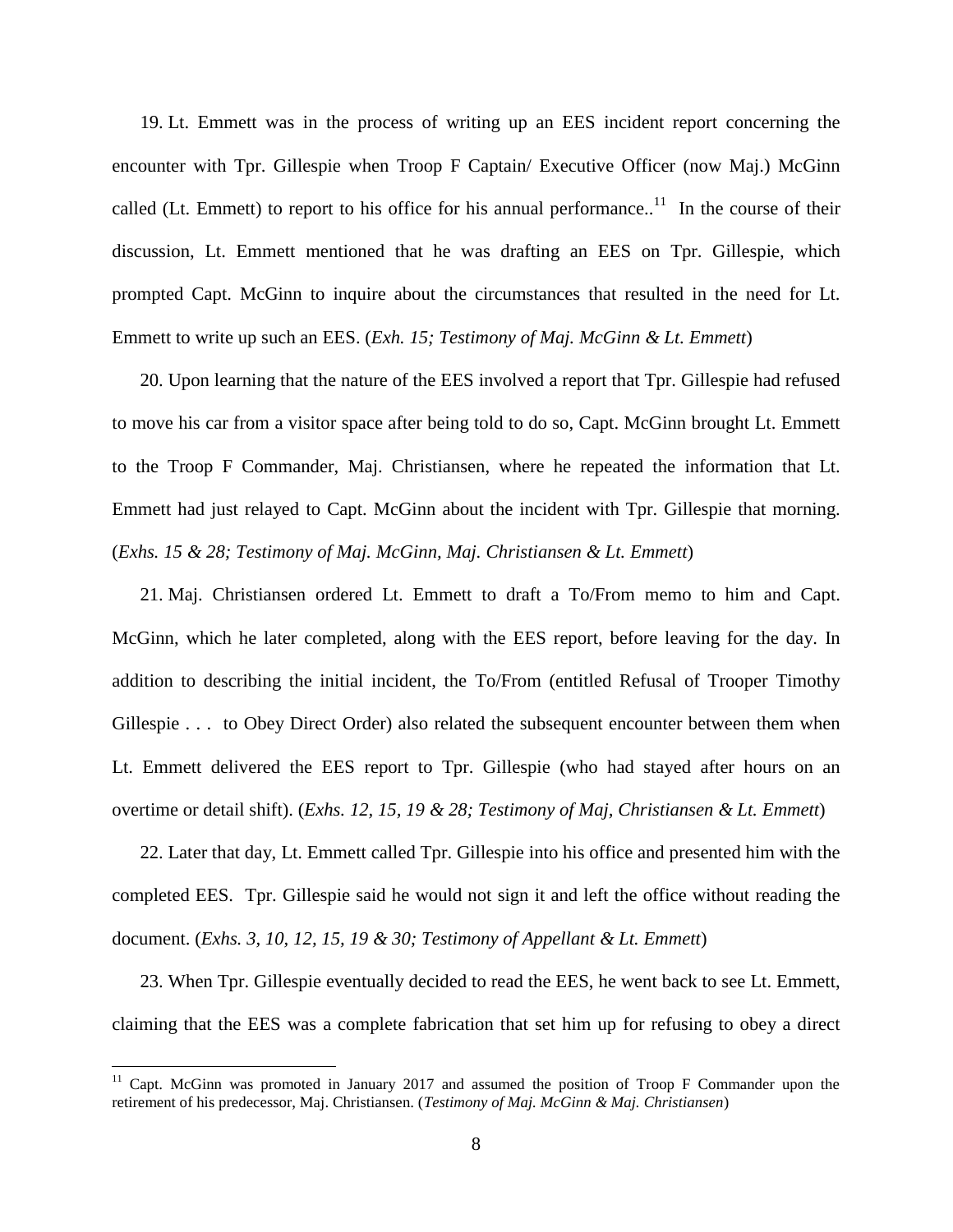19. Lt. Emmett was in the process of writing up an EES incident report concerning the encounter with Tpr. Gillespie when Troop F Captain/ Executive Officer (now Maj.) McGinn called (Lt. Emmett) to report to his office for his annual performance..[11] In the course of their discussion, Lt. Emmett mentioned that he was drafting an EES on Tpr. Gillespie, which prompted Capt. McGinn to inquire about the circumstances that resulted in the need for Lt. Emmett to write up such an EES. (*Exh. 15; Testimony of Maj. McGinn & Lt. Emmett*)

20. Upon learning that the nature of the EES involved a report that Tpr. Gillespie had refused to move his car from a visitor space after being told to do so, Capt. McGinn brought Lt. Emmett to the Troop F Commander, Maj. Christiansen, where he repeated the information that Lt. Emmett had just relayed to Capt. McGinn about the incident with Tpr. Gillespie that morning. (*Exhs. 15 & 28; Testimony of Maj. McGinn, Maj. Christiansen & Lt. Emmett*)

21. Maj. Christiansen ordered Lt. Emmett to draft a To/From memo to him and Capt. McGinn, which he later completed, along with the EES report, before leaving for the day. In addition to describing the initial incident, the To/From (entitled Refusal of Trooper Timothy Gillespie . . . to Obey Direct Order) also related the subsequent encounter between them when Lt. Emmett delivered the EES report to Tpr. Gillespie (who had stayed after hours on an overtime or detail shift). (*Exhs. 12, 15, 19 & 28; Testimony of Maj, Christiansen & Lt. Emmett*)

22. Later that day, Lt. Emmett called Tpr. Gillespie into his office and presented him with the completed EES. Tpr. Gillespie said he would not sign it and left the office without reading the document. (*Exhs. 3, 10, 12, 15, 19 & 30; Testimony of Appellant & Lt. Emmett*)

23. When Tpr. Gillespie eventually decided to read the EES, he went back to see Lt. Emmett, claiming that the EES was a complete fabrication that set him up for refusing to obey a direct

[11] Capt. McGinn was promoted in January 2017 and assumed the position of Troop F Commander upon the retirement of his predecessor, Maj. Christiansen. (*Testimony of Maj. McGinn & Maj. Christiansen*)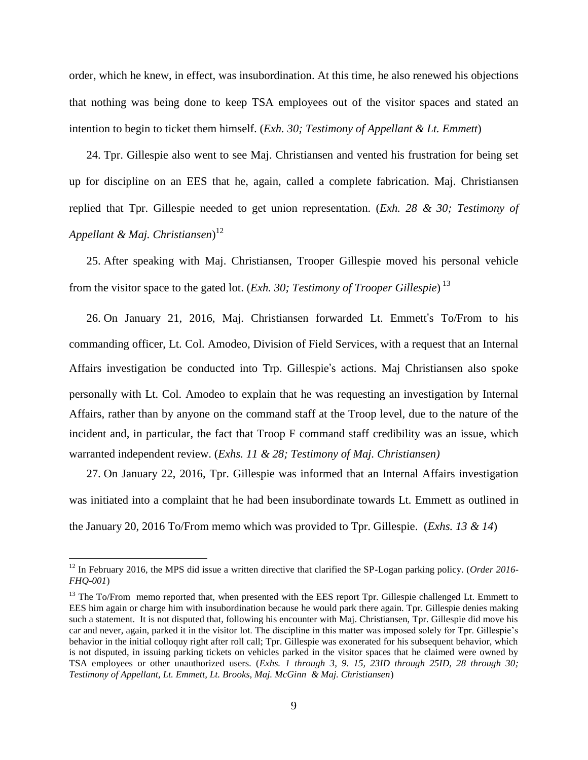order, which he knew, in effect, was insubordination. At this time, he also renewed his objections that nothing was being done to keep TSA employees out of the visitor spaces and stated an intention to begin to ticket them himself. (*Exh. 30; Testimony of Appellant & Lt. Emmett*)

24. Tpr. Gillespie also went to see Maj. Christiansen and vented his frustration for being set up for discipline on an EES that he, again, called a complete fabrication. Maj. Christiansen replied that Tpr. Gillespie needed to get union representation. (*Exh. 28 & 30; Testimony of Appellant & Maj. Christiansen*)[12]

25. After speaking with Maj. Christiansen, Trooper Gillespie moved his personal vehicle from the visitor space to the gated lot. (*Exh. 30; Testimony of Trooper Gillespie*) [13]

26. On January 21, 2016, Maj. Christiansen forwarded Lt. Emmett's To/From to his commanding officer, Lt. Col. Amodeo, Division of Field Services, with a request that an Internal Affairs investigation be conducted into Trp. Gillespie's actions. Maj Christiansen also spoke personally with Lt. Col. Amodeo to explain that he was requesting an investigation by Internal Affairs, rather than by anyone on the command staff at the Troop level, due to the nature of the incident and, in particular, the fact that Troop F command staff credibility was an issue, which warranted independent review. (*Exhs. 11 & 28; Testimony of Maj. Christiansen)*

27. On January 22, 2016, Tpr. Gillespie was informed that an Internal Affairs investigation was initiated into a complaint that he had been insubordinate towards Lt. Emmett as outlined in the January 20, 2016 To/From memo which was provided to Tpr. Gillespie. (*Exhs. 13 & 14*)

---

[12] In February 2016, the MPS did issue a written directive that clarified the SP-Logan parking policy. (*Order 2016-FHQ-001*)

[13] The To/From memo reported that, when presented with the EES report Tpr. Gillespie challenged Lt. Emmett to EES him again or charge him with insubordination because he would park there again. Tpr. Gillespie denies making such a statement. It is not disputed that, following his encounter with Maj. Christiansen, Tpr. Gillespie did move his car and never, again, parked it in the visitor lot. The discipline in this matter was imposed solely for Tpr. Gillespie's behavior in the initial colloquy right after roll call; Tpr. Gillespie was exonerated for his subsequent behavior, which is not disputed, in issuing parking tickets on vehicles parked in the visitor spaces that he claimed were owned by TSA employees or other unauthorized users. (*Exhs. 1 through 3, 9. 15, 23ID through 25ID, 28 through 30; Testimony of Appellant, Lt. Emmett, Lt. Brooks, Maj. McGinn & Maj. Christiansen*)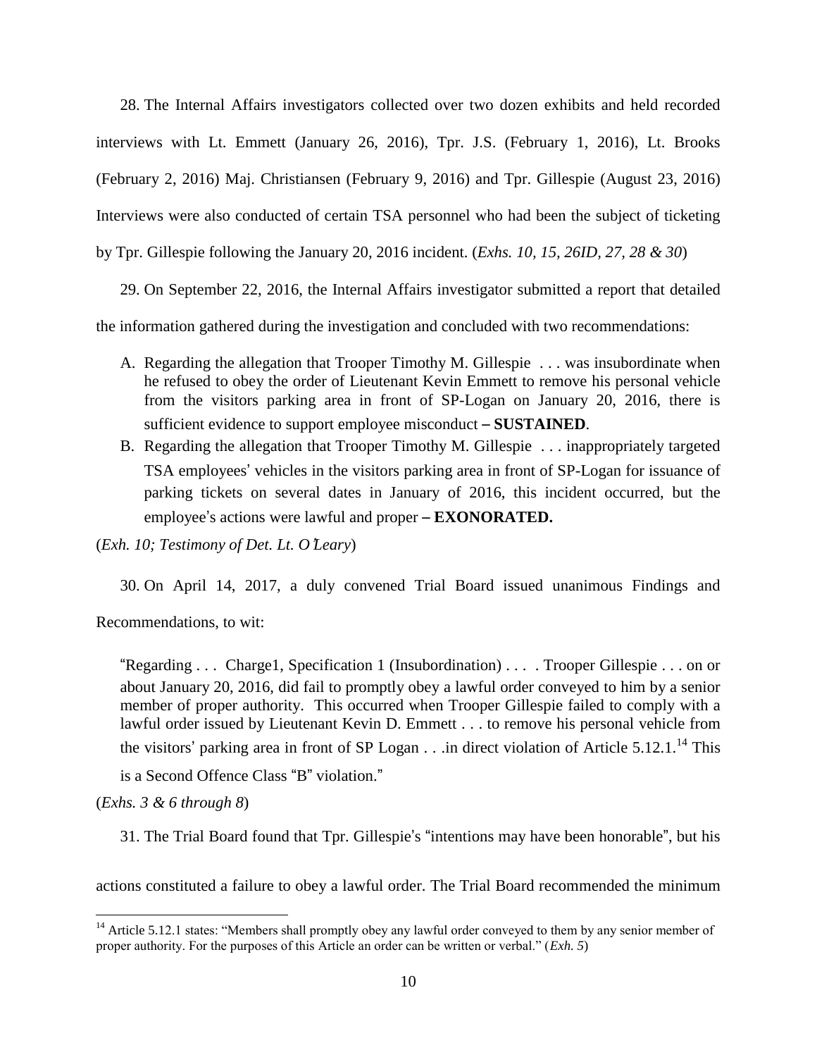28. The Internal Affairs investigators collected over two dozen exhibits and held recorded interviews with Lt. Emmett (January 26, 2016), Tpr. J.S. (February 1, 2016), Lt. Brooks (February 2, 2016) Maj. Christiansen (February 9, 2016) and Tpr. Gillespie (August 23, 2016) Interviews were also conducted of certain TSA personnel who had been the subject of ticketing by Tpr. Gillespie following the January 20, 2016 incident. (*Exhs. 10, 15, 26ID, 27, 28 & 30*)

29. On September 22, 2016, the Internal Affairs investigator submitted a report that detailed the information gathered during the investigation and concluded with two recommendations:

A. Regarding the allegation that Trooper Timothy M. Gillespie . . . was insubordinate when he refused to obey the order of Lieutenant Kevin Emmett to remove his personal vehicle from the visitors parking area in front of SP-Logan on January 20, 2016, there is sufficient evidence to support employee misconduct – **SUSTAINED**.

B. Regarding the allegation that Trooper Timothy M. Gillespie . . . inappropriately targeted TSA employees' vehicles in the visitors parking area in front of SP-Logan for issuance of parking tickets on several dates in January of 2016, this incident occurred, but the employee's actions were lawful and proper – **EXONORATED.**

(*Exh. 10; Testimony of Det. Lt. O'Leary*)

30. On April 14, 2017, a duly convened Trial Board issued unanimous Findings and Recommendations, to wit:

> "Regarding . . . Charge1, Specification 1 (Insubordination) . . . . Trooper Gillespie . . . on or about January 20, 2016, did fail to promptly obey a lawful order conveyed to him by a senior member of proper authority. This occurred when Trooper Gillespie failed to comply with a lawful order issued by Lieutenant Kevin D. Emmett . . . to remove his personal vehicle from the visitors' parking area in front of SP Logan . . .in direct violation of Article 5.12.1.[14] This is a Second Offence Class "B" violation."

(*Exhs. 3 & 6 through 8*)

31. The Trial Board found that Tpr. Gillespie's "intentions may have been honorable", but his actions constituted a failure to obey a lawful order. The Trial Board recommended the minimum

---

[14] Article 5.12.1 states: "Members shall promptly obey any lawful order conveyed to them by any senior member of proper authority. For the purposes of this Article an order can be written or verbal." (*Exh. 5*)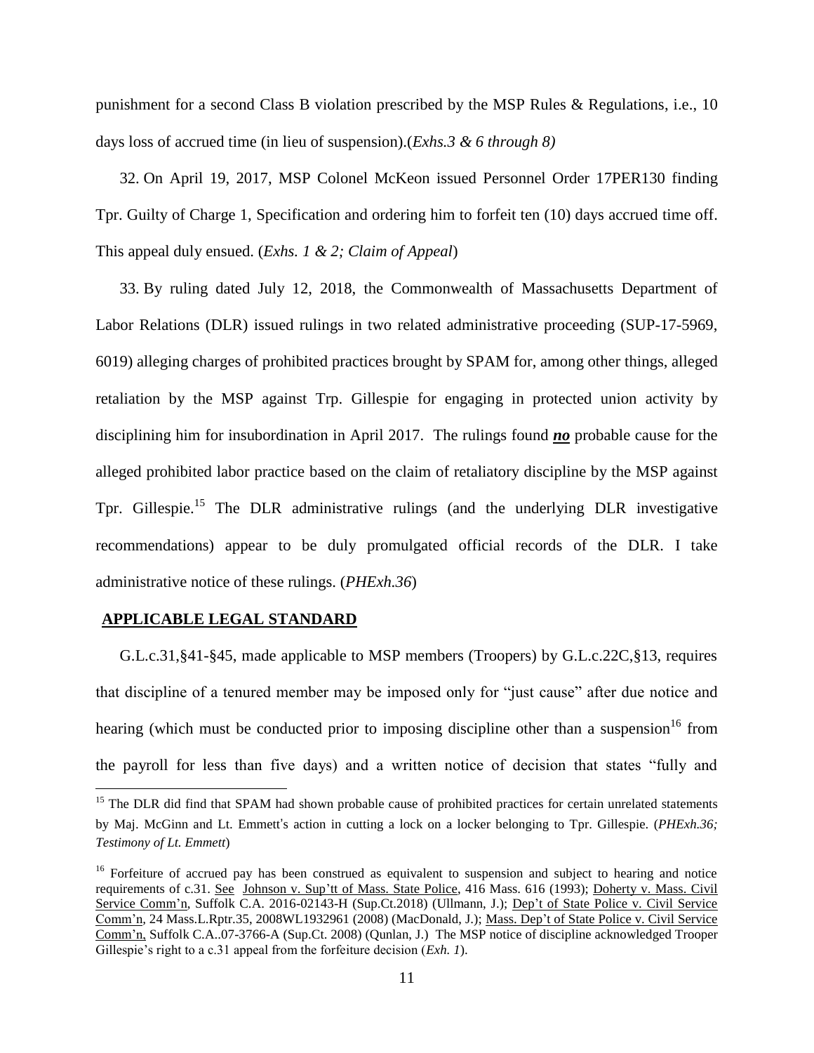punishment for a second Class B violation prescribed by the MSP Rules & Regulations, i.e., 10 days loss of accrued time (in lieu of suspension).(*Exhs.3 & 6 through 8)*

32. On April 19, 2017, MSP Colonel McKeon issued Personnel Order 17PER130 finding Tpr. Guilty of Charge 1, Specification and ordering him to forfeit ten (10) days accrued time off. This appeal duly ensued. (*Exhs. 1 & 2; Claim of Appeal*)

33. By ruling dated July 12, 2018, the Commonwealth of Massachusetts Department of Labor Relations (DLR) issued rulings in two related administrative proceeding (SUP-17-5969, 6019) alleging charges of prohibited practices brought by SPAM for, among other things, alleged retaliation by the MSP against Trp. Gillespie for engaging in protected union activity by disciplining him for insubordination in April 2017. The rulings found ***no*** probable cause for the alleged prohibited labor practice based on the claim of retaliatory discipline by the MSP against Tpr. Gillespie.[15] The DLR administrative rulings (and the underlying DLR investigative recommendations) appear to be duly promulgated official records of the DLR. I take administrative notice of these rulings. (*PHExh.36*)

## APPLICABLE LEGAL STANDARD

G.L.c.31,§41-§45, made applicable to MSP members (Troopers) by G.L.c.22C,§13, requires that discipline of a tenured member may be imposed only for "just cause" after due notice and hearing (which must be conducted prior to imposing discipline other than a suspension[16] from the payroll for less than five days) and a written notice of decision that states "fully and

---

[15] The DLR did find that SPAM had shown probable cause of prohibited practices for certain unrelated statements by Maj. McGinn and Lt. Emmett's action in cutting a lock on a locker belonging to Tpr. Gillespie. (*PHExh.36; Testimony of Lt. Emmett*)

[16] Forfeiture of accrued pay has been construed as equivalent to suspension and subject to hearing and notice requirements of c.31. See Johnson v. Sup'tt of Mass. State Police, 416 Mass. 616 (1993); Doherty v. Mass. Civil Service Comm'n, Suffolk C.A. 2016-02143-H (Sup.Ct.2018) (Ullmann, J.); Dep't of State Police v. Civil Service Comm'n, 24 Mass.L.Rptr.35, 2008WL1932961 (2008) (MacDonald, J.); Mass. Dep't of State Police v. Civil Service Comm'n, Suffolk C.A..07-3766-A (Sup.Ct. 2008) (Qunlan, J.) The MSP notice of discipline acknowledged Trooper Gillespie's right to a c.31 appeal from the forfeiture decision (*Exh. 1*).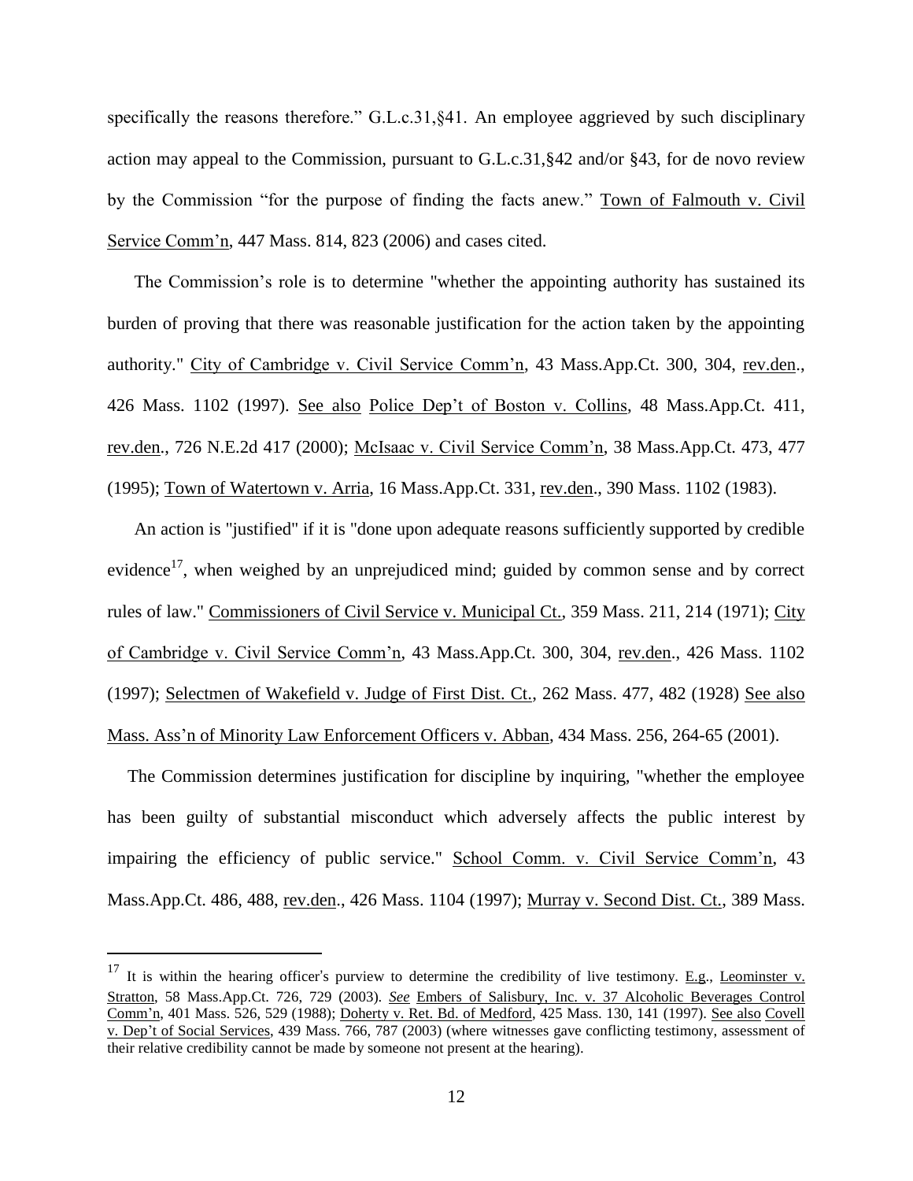specifically the reasons therefore." G.L.c.31,§41. An employee aggrieved by such disciplinary action may appeal to the Commission, pursuant to G.L.c.31,§42 and/or §43, for de novo review by the Commission "for the purpose of finding the facts anew." Town of Falmouth v. Civil Service Comm'n, 447 Mass. 814, 823 (2006) and cases cited.

The Commission's role is to determine "whether the appointing authority has sustained its burden of proving that there was reasonable justification for the action taken by the appointing authority." City of Cambridge v. Civil Service Comm'n, 43 Mass.App.Ct. 300, 304, rev.den., 426 Mass. 1102 (1997). See also Police Dep't of Boston v. Collins, 48 Mass.App.Ct. 411, rev.den., 726 N.E.2d 417 (2000); McIsaac v. Civil Service Comm'n, 38 Mass.App.Ct. 473, 477 (1995); Town of Watertown v. Arria, 16 Mass.App.Ct. 331, rev.den., 390 Mass. 1102 (1983).

An action is "justified" if it is "done upon adequate reasons sufficiently supported by credible evidence[17], when weighed by an unprejudiced mind; guided by common sense and by correct rules of law." Commissioners of Civil Service v. Municipal Ct., 359 Mass. 211, 214 (1971); City of Cambridge v. Civil Service Comm'n, 43 Mass.App.Ct. 300, 304, rev.den., 426 Mass. 1102 (1997); Selectmen of Wakefield v. Judge of First Dist. Ct., 262 Mass. 477, 482 (1928) See also Mass. Ass'n of Minority Law Enforcement Officers v. Abban, 434 Mass. 256, 264-65 (2001).

The Commission determines justification for discipline by inquiring, "whether the employee has been guilty of substantial misconduct which adversely affects the public interest by impairing the efficiency of public service." School Comm. v. Civil Service Comm'n, 43 Mass.App.Ct. 486, 488, rev.den., 426 Mass. 1104 (1997); Murray v. Second Dist. Ct., 389 Mass.

---

[17] It is within the hearing officer's purview to determine the credibility of live testimony. E.g., Leominster v. Stratton, 58 Mass.App.Ct. 726, 729 (2003). *See* Embers of Salisbury, Inc. v. 37 Alcoholic Beverages Control Comm'n, 401 Mass. 526, 529 (1988); Doherty v. Ret. Bd. of Medford, 425 Mass. 130, 141 (1997). See also Covell v. Dep't of Social Services, 439 Mass. 766, 787 (2003) (where witnesses gave conflicting testimony, assessment of their relative credibility cannot be made by someone not present at the hearing).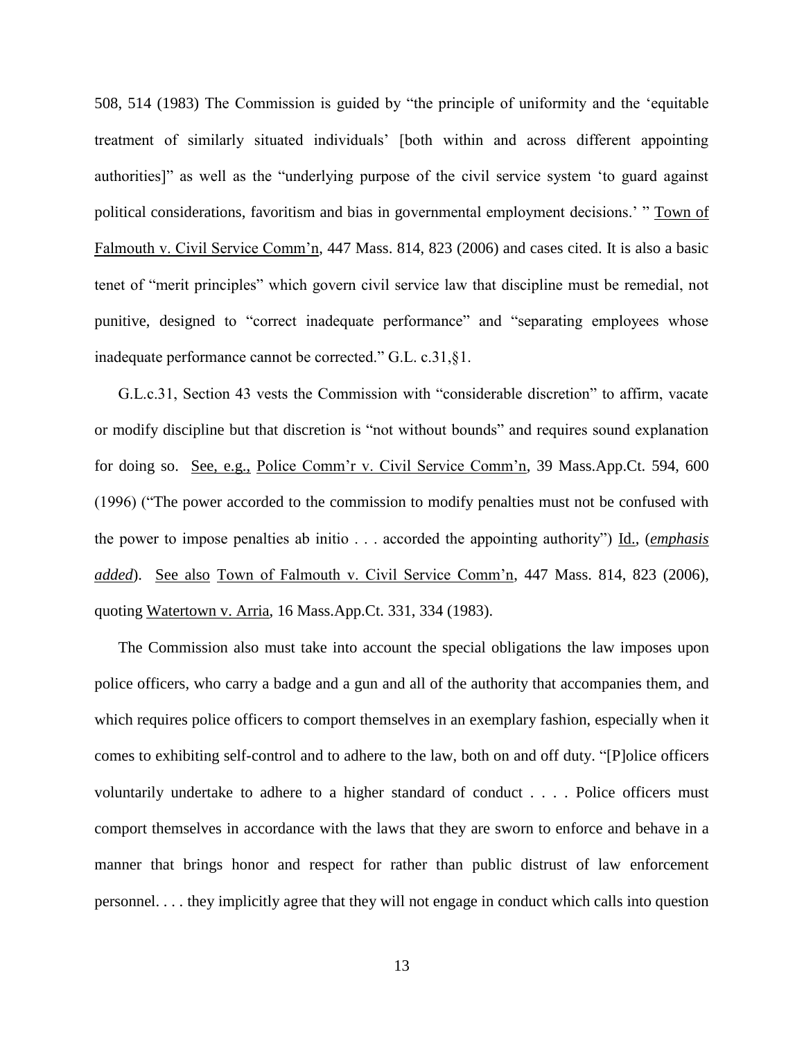508, 514 (1983) The Commission is guided by "the principle of uniformity and the 'equitable treatment of similarly situated individuals' [both within and across different appointing authorities]" as well as the "underlying purpose of the civil service system 'to guard against political considerations, favoritism and bias in governmental employment decisions.' " Town of Falmouth v. Civil Service Comm'n, 447 Mass. 814, 823 (2006) and cases cited. It is also a basic tenet of "merit principles" which govern civil service law that discipline must be remedial, not punitive, designed to "correct inadequate performance" and "separating employees whose inadequate performance cannot be corrected." G.L. c.31,§1.

G.L.c.31, Section 43 vests the Commission with "considerable discretion" to affirm, vacate or modify discipline but that discretion is "not without bounds" and requires sound explanation for doing so. See, e.g., Police Comm'r v. Civil Service Comm'n, 39 Mass.App.Ct. 594, 600 (1996) ("The power accorded to the commission to modify penalties must not be confused with the power to impose penalties ab initio . . . accorded the appointing authority") Id., (***emphasis added***). See also Town of Falmouth v. Civil Service Comm'n, 447 Mass. 814, 823 (2006), quoting Watertown v. Arria, 16 Mass.App.Ct. 331, 334 (1983).

The Commission also must take into account the special obligations the law imposes upon police officers, who carry a badge and a gun and all of the authority that accompanies them, and which requires police officers to comport themselves in an exemplary fashion, especially when it comes to exhibiting self-control and to adhere to the law, both on and off duty. "[P]olice officers voluntarily undertake to adhere to a higher standard of conduct . . . . Police officers must comport themselves in accordance with the laws that they are sworn to enforce and behave in a manner that brings honor and respect for rather than public distrust of law enforcement personnel. . . . they implicitly agree that they will not engage in conduct which calls into question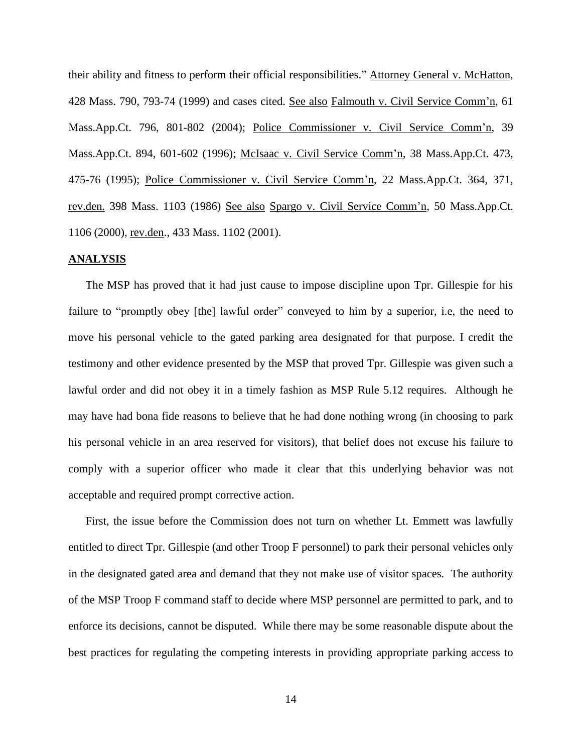their ability and fitness to perform their official responsibilities." Attorney General v. McHatton, 428 Mass. 790, 793-74 (1999) and cases cited. See also Falmouth v. Civil Service Comm'n, 61 Mass.App.Ct. 796, 801-802 (2004); Police Commissioner v. Civil Service Comm'n, 39 Mass.App.Ct. 894, 601-602 (1996); McIsaac v. Civil Service Comm'n, 38 Mass.App.Ct. 473, 475-76 (1995); Police Commissioner v. Civil Service Comm'n, 22 Mass.App.Ct. 364, 371, rev.den. 398 Mass. 1103 (1986) See also Spargo v. Civil Service Comm'n, 50 Mass.App.Ct. 1106 (2000), rev.den., 433 Mass. 1102 (2001).

**ANALYSIS**

The MSP has proved that it had just cause to impose discipline upon Tpr. Gillespie for his failure to "promptly obey [the] lawful order" conveyed to him by a superior, i.e, the need to move his personal vehicle to the gated parking area designated for that purpose. I credit the testimony and other evidence presented by the MSP that proved Tpr. Gillespie was given such a lawful order and did not obey it in a timely fashion as MSP Rule 5.12 requires. Although he may have had bona fide reasons to believe that he had done nothing wrong (in choosing to park his personal vehicle in an area reserved for visitors), that belief does not excuse his failure to comply with a superior officer who made it clear that this underlying behavior was not acceptable and required prompt corrective action.

First, the issue before the Commission does not turn on whether Lt. Emmett was lawfully entitled to direct Tpr. Gillespie (and other Troop F personnel) to park their personal vehicles only in the designated gated area and demand that they not make use of visitor spaces. The authority of the MSP Troop F command staff to decide where MSP personnel are permitted to park, and to enforce its decisions, cannot be disputed. While there may be some reasonable dispute about the best practices for regulating the competing interests in providing appropriate parking access to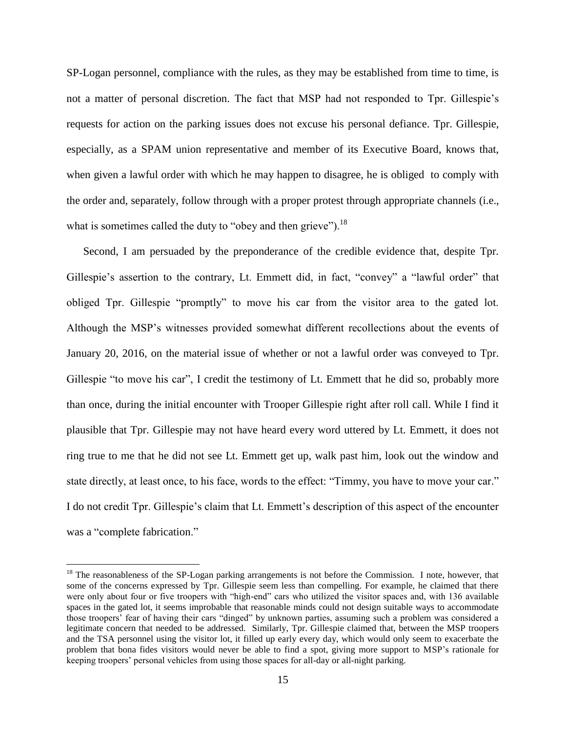SP-Logan personnel, compliance with the rules, as they may be established from time to time, is not a matter of personal discretion. The fact that MSP had not responded to Tpr. Gillespie's requests for action on the parking issues does not excuse his personal defiance. Tpr. Gillespie, especially, as a SPAM union representative and member of its Executive Board, knows that, when given a lawful order with which he may happen to disagree, he is obliged to comply with the order and, separately, follow through with a proper protest through appropriate channels (i.e., what is sometimes called the duty to "obey and then grieve").[18]

Second, I am persuaded by the preponderance of the credible evidence that, despite Tpr. Gillespie's assertion to the contrary, Lt. Emmett did, in fact, "convey" a "lawful order" that obliged Tpr. Gillespie "promptly" to move his car from the visitor area to the gated lot. Although the MSP's witnesses provided somewhat different recollections about the events of January 20, 2016, on the material issue of whether or not a lawful order was conveyed to Tpr. Gillespie "to move his car", I credit the testimony of Lt. Emmett that he did so, probably more than once, during the initial encounter with Trooper Gillespie right after roll call. While I find it plausible that Tpr. Gillespie may not have heard every word uttered by Lt. Emmett, it does not ring true to me that he did not see Lt. Emmett get up, walk past him, look out the window and state directly, at least once, to his face, words to the effect: "Timmy, you have to move your car." I do not credit Tpr. Gillespie's claim that Lt. Emmett's description of this aspect of the encounter was a "complete fabrication."

---

[18] The reasonableness of the SP-Logan parking arrangements is not before the Commission. I note, however, that some of the concerns expressed by Tpr. Gillespie seem less than compelling. For example, he claimed that there were only about four or five troopers with "high-end" cars who utilized the visitor spaces and, with 136 available spaces in the gated lot, it seems improbable that reasonable minds could not design suitable ways to accommodate those troopers' fear of having their cars "dinged" by unknown parties, assuming such a problem was considered a legitimate concern that needed to be addressed. Similarly, Tpr. Gillespie claimed that, between the MSP troopers and the TSA personnel using the visitor lot, it filled up early every day, which would only seem to exacerbate the problem that bona fides visitors would never be able to find a spot, giving more support to MSP's rationale for keeping troopers' personal vehicles from using those spaces for all-day or all-night parking.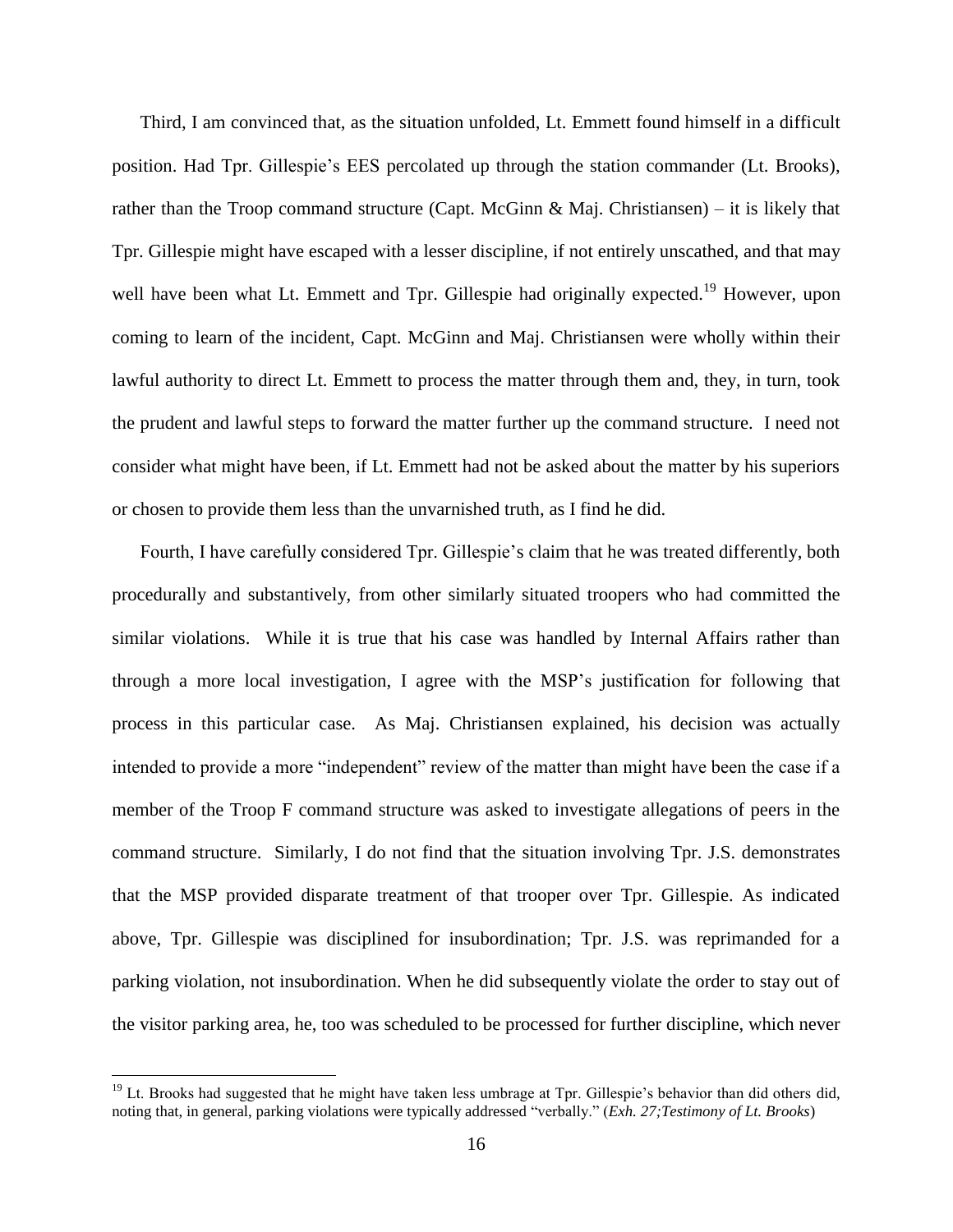Third, I am convinced that, as the situation unfolded, Lt. Emmett found himself in a difficult position. Had Tpr. Gillespie's EES percolated up through the station commander (Lt. Brooks), rather than the Troop command structure (Capt. McGinn & Maj. Christiansen) – it is likely that Tpr. Gillespie might have escaped with a lesser discipline, if not entirely unscathed, and that may well have been what Lt. Emmett and Tpr. Gillespie had originally expected.[19] However, upon coming to learn of the incident, Capt. McGinn and Maj. Christiansen were wholly within their lawful authority to direct Lt. Emmett to process the matter through them and, they, in turn, took the prudent and lawful steps to forward the matter further up the command structure. I need not consider what might have been, if Lt. Emmett had not be asked about the matter by his superiors or chosen to provide them less than the unvarnished truth, as I find he did.

Fourth, I have carefully considered Tpr. Gillespie's claim that he was treated differently, both procedurally and substantively, from other similarly situated troopers who had committed the similar violations. While it is true that his case was handled by Internal Affairs rather than through a more local investigation, I agree with the MSP's justification for following that process in this particular case. As Maj. Christiansen explained, his decision was actually intended to provide a more "independent" review of the matter than might have been the case if a member of the Troop F command structure was asked to investigate allegations of peers in the command structure. Similarly, I do not find that the situation involving Tpr. J.S. demonstrates that the MSP provided disparate treatment of that trooper over Tpr. Gillespie. As indicated above, Tpr. Gillespie was disciplined for insubordination; Tpr. J.S. was reprimanded for a parking violation, not insubordination. When he did subsequently violate the order to stay out of the visitor parking area, he, too was scheduled to be processed for further discipline, which never

[19] Lt. Brooks had suggested that he might have taken less umbrage at Tpr. Gillespie's behavior than did others did, noting that, in general, parking violations were typically addressed "verbally." (*Exh. 27;Testimony of Lt. Brooks*)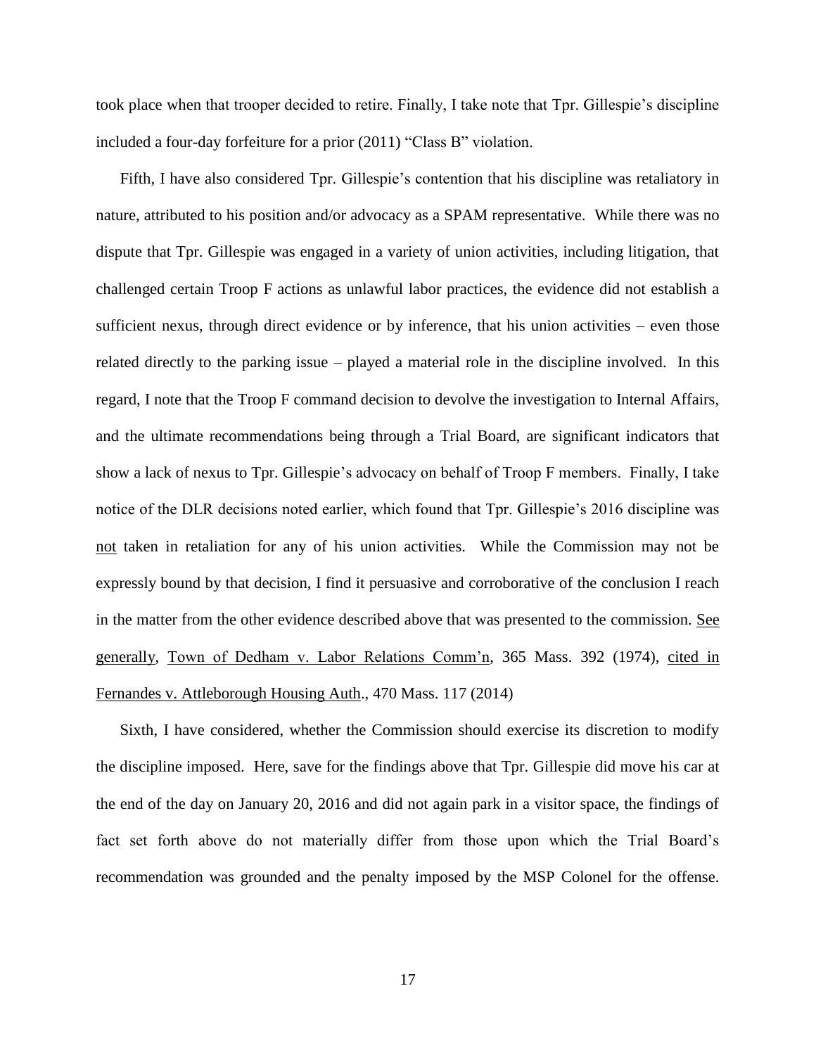took place when that trooper decided to retire. Finally, I take note that Tpr. Gillespie's discipline included a four-day forfeiture for a prior (2011) "Class B" violation.

Fifth, I have also considered Tpr. Gillespie's contention that his discipline was retaliatory in nature, attributed to his position and/or advocacy as a SPAM representative. While there was no dispute that Tpr. Gillespie was engaged in a variety of union activities, including litigation, that challenged certain Troop F actions as unlawful labor practices, the evidence did not establish a sufficient nexus, through direct evidence or by inference, that his union activities – even those related directly to the parking issue – played a material role in the discipline involved. In this regard, I note that the Troop F command decision to devolve the investigation to Internal Affairs, and the ultimate recommendations being through a Trial Board, are significant indicators that show a lack of nexus to Tpr. Gillespie's advocacy on behalf of Troop F members. Finally, I take notice of the DLR decisions noted earlier, which found that Tpr. Gillespie's 2016 discipline was not taken in retaliation for any of his union activities. While the Commission may not be expressly bound by that decision, I find it persuasive and corroborative of the conclusion I reach in the matter from the other evidence described above that was presented to the commission. See generally, Town of Dedham v. Labor Relations Comm'n, 365 Mass. 392 (1974), cited in Fernandes v. Attleborough Housing Auth., 470 Mass. 117 (2014)

Sixth, I have considered, whether the Commission should exercise its discretion to modify the discipline imposed. Here, save for the findings above that Tpr. Gillespie did move his car at the end of the day on January 20, 2016 and did not again park in a visitor space, the findings of fact set forth above do not materially differ from those upon which the Trial Board's recommendation was grounded and the penalty imposed by the MSP Colonel for the offense.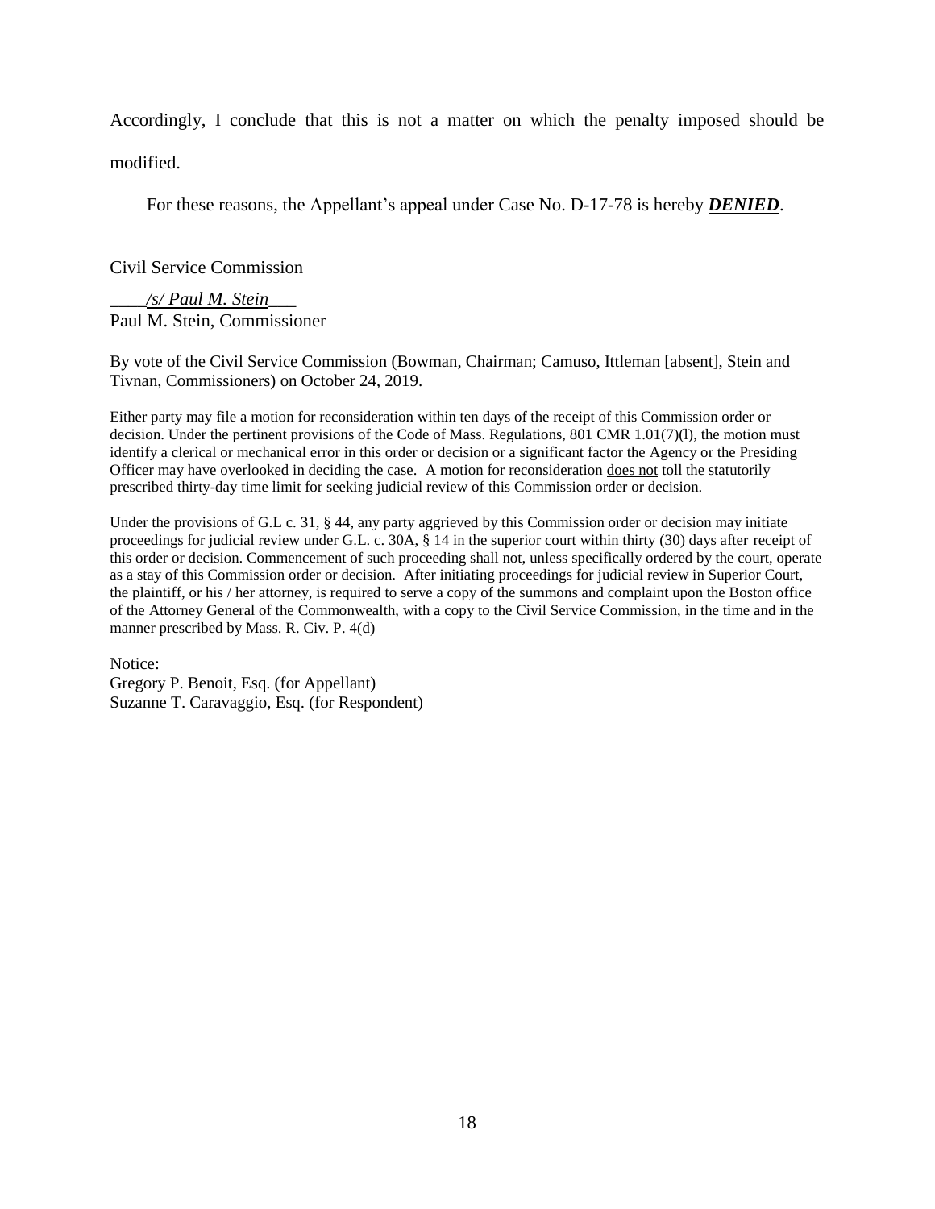Accordingly, I conclude that this is not a matter on which the penalty imposed should be modified.

For these reasons, the Appellant's appeal under Case No. D-17-78 is hereby ***DENIED***.

Civil Service Commission

*/s/ Paul M. Stein*
Paul M. Stein, Commissioner

By vote of the Civil Service Commission (Bowman, Chairman; Camuso, Ittleman [absent], Stein and Tivnan, Commissioners) on October 24, 2019.

Either party may file a motion for reconsideration within ten days of the receipt of this Commission order or decision. Under the pertinent provisions of the Code of Mass. Regulations, 801 CMR 1.01(7)(l), the motion must identify a clerical or mechanical error in this order or decision or a significant factor the Agency or the Presiding Officer may have overlooked in deciding the case. A motion for reconsideration does not toll the statutorily prescribed thirty-day time limit for seeking judicial review of this Commission order or decision.

Under the provisions of G.L c. 31, § 44, any party aggrieved by this Commission order or decision may initiate proceedings for judicial review under G.L. c. 30A, § 14 in the superior court within thirty (30) days after receipt of this order or decision. Commencement of such proceeding shall not, unless specifically ordered by the court, operate as a stay of this Commission order or decision. After initiating proceedings for judicial review in Superior Court, the plaintiff, or his / her attorney, is required to serve a copy of the summons and complaint upon the Boston office of the Attorney General of the Commonwealth, with a copy to the Civil Service Commission, in the time and in the manner prescribed by Mass. R. Civ. P. 4(d)

Notice:
Gregory P. Benoit, Esq. (for Appellant)
Suzanne T. Caravaggio, Esq. (for Respondent)